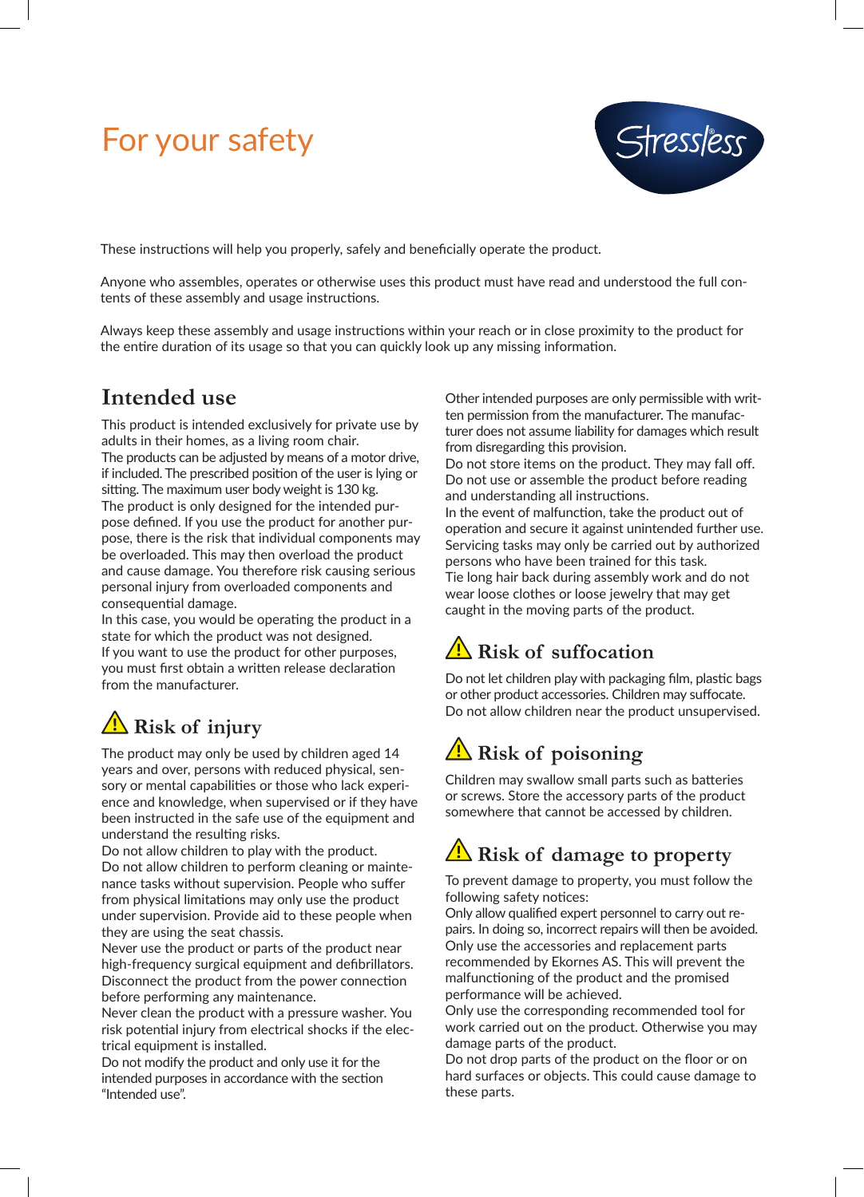# For your safety

These instructions will help you properly, safely and beneficially operate the product.

Anyone who assembles, operates or otherwise uses this product must have read and understood the full contents of these assembly and usage instructions.

Always keep these assembly and usage instructions within your reach or in close proximity to the product for the entire duration of its usage so that you can quickly look up any missing information.

## Intended use

This product is intended exclusively for private use by adults in their homes, as a living room chair.
The products can be adjusted by means of a motor drive, if included. The prescribed position of the user is lying or sitting. The maximum user body weight is 130 kg.
The product is only designed for the intended purpose defined. If you use the product for another purpose, there is the risk that individual components may be overloaded. This may then overload the product and cause damage. You therefore risk causing serious personal injury from overloaded components and consequential damage.
In this case, you would be operating the product in a state for which the product was not designed.
If you want to use the product for other purposes, you must first obtain a written release declaration from the manufacturer.

## ⚠ Risk of injury

The product may only be used by children aged 14 years and over, persons with reduced physical, sensory or mental capabilities or those who lack experience and knowledge, when supervised or if they have been instructed in the safe use of the equipment and understand the resulting risks.
Do not allow children to play with the product.
Do not allow children to perform cleaning or maintenance tasks without supervision. People who suffer from physical limitations may only use the product under supervision. Provide aid to these people when they are using the seat chassis.
Never use the product or parts of the product near high-frequency surgical equipment and defibrillators.
Disconnect the product from the power connection before performing any maintenance.
Never clean the product with a pressure washer. You risk potential injury from electrical shocks if the electrical equipment is installed.
Do not modify the product and only use it for the intended purposes in accordance with the section "Intended use".

Other intended purposes are only permissible with written permission from the manufacturer. The manufacturer does not assume liability for damages which result from disregarding this provision.
Do not store items on the product. They may fall off.
Do not use or assemble the product before reading and understanding all instructions.
In the event of malfunction, take the product out of operation and secure it against unintended further use.
Servicing tasks may only be carried out by authorized persons who have been trained for this task.
Tie long hair back during assembly work and do not wear loose clothes or loose jewelry that may get caught in the moving parts of the product.

## ⚠ Risk of suffocation

Do not let children play with packaging film, plastic bags or other product accessories. Children may suffocate.
Do not allow children near the product unsupervised.

## ⚠ Risk of poisoning

Children may swallow small parts such as batteries or screws. Store the accessory parts of the product somewhere that cannot be accessed by children.

## ⚠ Risk of damage to property

To prevent damage to property, you must follow the following safety notices:
Only allow qualified expert personnel to carry out repairs. In doing so, incorrect repairs will then be avoided.
Only use the accessories and replacement parts recommended by Ekornes AS. This will prevent the malfunctioning of the product and the promised performance will be achieved.
Only use the corresponding recommended tool for work carried out on the product. Otherwise you may damage parts of the product.
Do not drop parts of the product on the floor or on hard surfaces or objects. This could cause damage to these parts.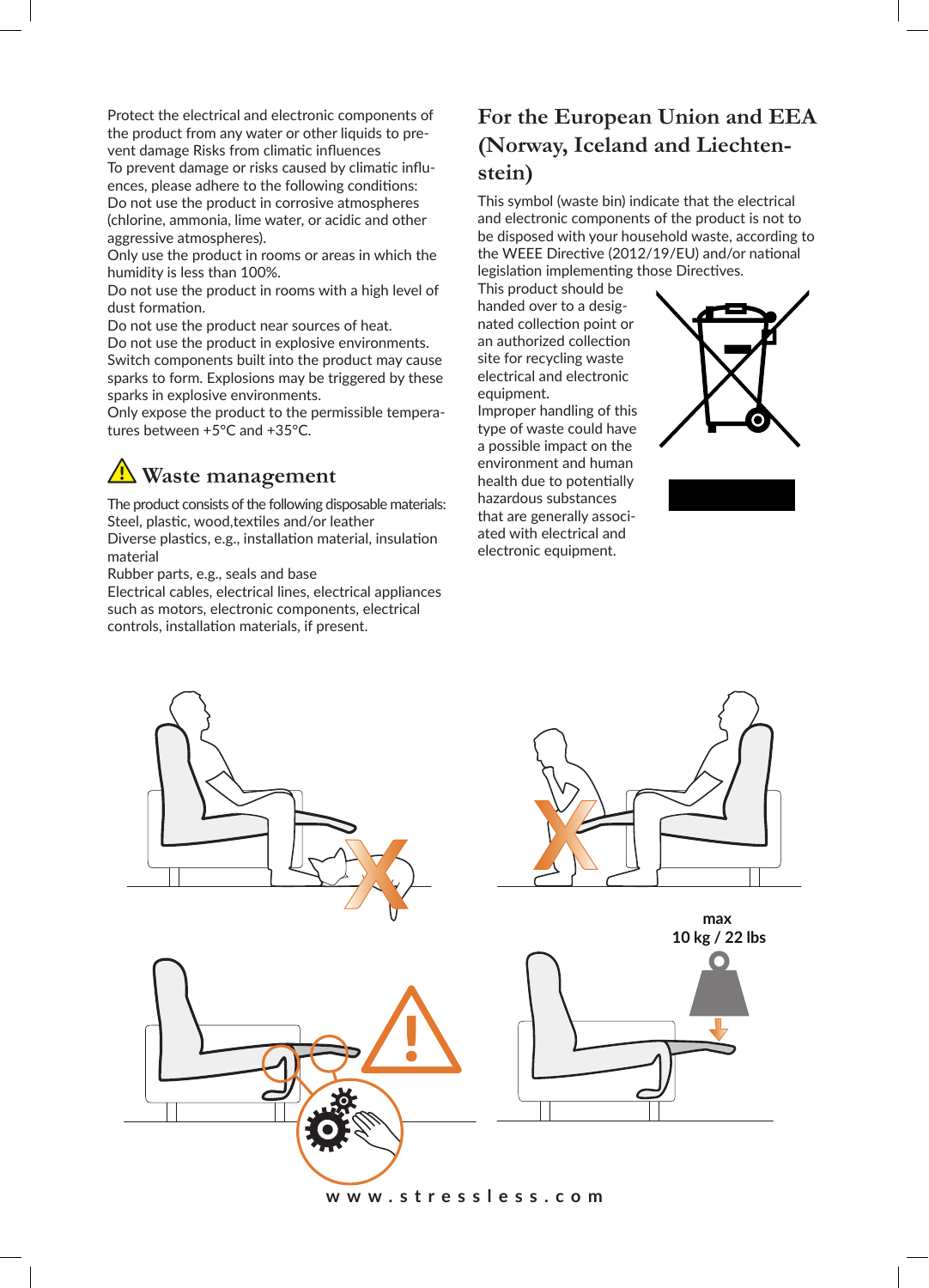Protect the electrical and electronic components of the product from any water or other liquids to prevent damage Risks from climatic influences

To prevent damage or risks caused by climatic influences, please adhere to the following conditions:

Do not use the product in corrosive atmospheres (chlorine, ammonia, lime water, or acidic and other aggressive atmospheres).

Only use the product in rooms or areas in which the humidity is less than 100%.

Do not use the product in rooms with a high level of dust formation.

Do not use the product near sources of heat.

Do not use the product in explosive environments. Switch components built into the product may cause sparks to form. Explosions may be triggered by these sparks in explosive environments.

Only expose the product to the permissible temperatures between +5°C and +35°C.

## ⚠ Waste management

The product consists of the following disposable materials:

Steel, plastic, wood,textiles and/or leather

Diverse plastics, e.g., installation material, insulation material

Rubber parts, e.g., seals and base

Electrical cables, electrical lines, electrical appliances such as motors, electronic components, electrical controls, installation materials, if present.

## For the European Union and EEA (Norway, Iceland and Liechtenstein)

This symbol (waste bin) indicate that the electrical and electronic components of the product is not to be disposed with your household waste, according to the WEEE Directive (2012/19/EU) and/or national legislation implementing those Directives.

This product should be handed over to a designated collection point or an authorized collection site for recycling waste electrical and electronic equipment.

Improper handling of this type of waste could have a possible impact on the environment and human health due to potentially hazardous substances that are generally associated with electrical and electronic equipment.

max
10 kg / 22 lbs

www.stressless.com